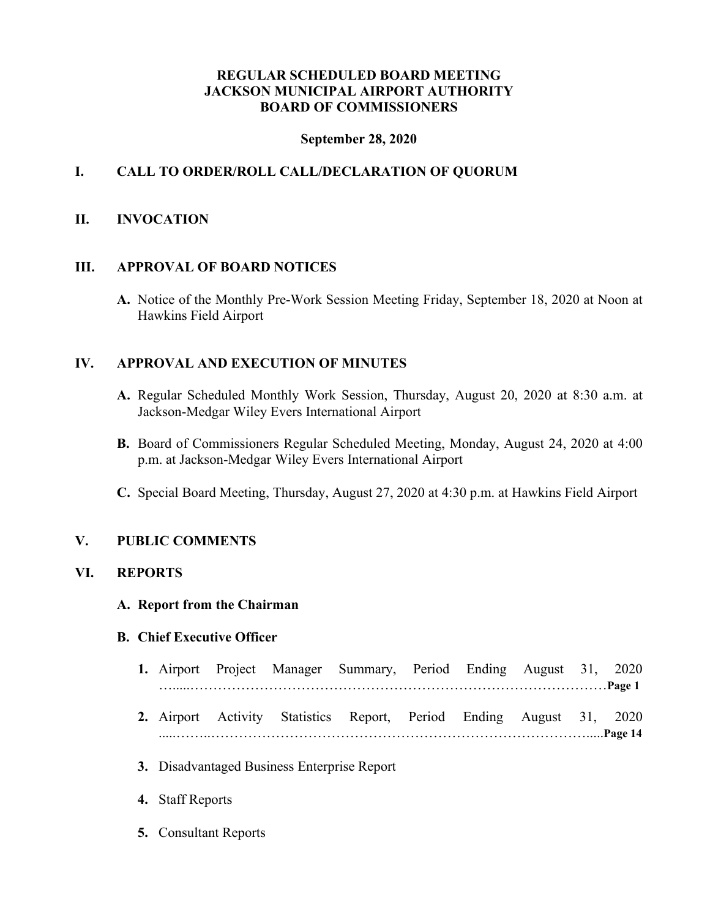**REGULAR SCHEDULED BOARD MEETING**
**JACKSON MUNICIPAL AIRPORT AUTHORITY**
**BOARD OF COMMISSIONERS**

**September 28, 2020**

## I. CALL TO ORDER/ROLL CALL/DECLARATION OF QUORUM

## II. INVOCATION

## III. APPROVAL OF BOARD NOTICES

**A.** Notice of the Monthly Pre-Work Session Meeting Friday, September 18, 2020 at Noon at Hawkins Field Airport

## IV. APPROVAL AND EXECUTION OF MINUTES

**A.** Regular Scheduled Monthly Work Session, Thursday, August 20, 2020 at 8:30 a.m. at Jackson-Medgar Wiley Evers International Airport

**B.** Board of Commissioners Regular Scheduled Meeting, Monday, August 24, 2020 at 4:00 p.m. at Jackson-Medgar Wiley Evers International Airport

**C.** Special Board Meeting, Thursday, August 27, 2020 at 4:30 p.m. at Hawkins Field Airport

## V. PUBLIC COMMENTS

## VI. REPORTS

### A. Report from the Chairman

### B. Chief Executive Officer

1. Airport Project Manager Summary, Period Ending August 31, 2020 …......…………………………………………………………………………………**Page 1**

2. Airport Activity Statistics Report, Period Ending August 31, 2020 .....……..…………………………………………………………………………......**Page 14**

3. Disadvantaged Business Enterprise Report

4. Staff Reports

5. Consultant Reports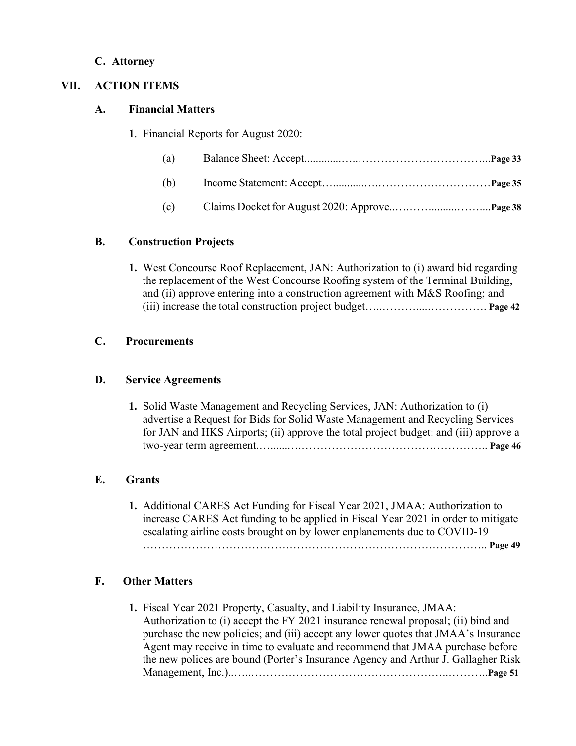**C. Attorney**

## VII. ACTION ITEMS

### A. Financial Matters

**1**. Financial Reports for August 2020:

(a) Balance Sheet: Accept............……..……………………………...**Page 33**

(b) Income Statement: Accept…...........….…………………………**Page 35**

(c) Claims Docket for August 2020: Approve..…..…….........……...**Page 38**

### B. Construction Projects

**1.** West Concourse Roof Replacement, JAN: Authorization to (i) award bid regarding the replacement of the West Concourse Roofing system of the Terminal Building, and (ii) approve entering into a construction agreement with M&S Roofing; and (iii) increase the total construction project budget…..………....……………. **Page 42**

### C. Procurements

### D. Service Agreements

**1.** Solid Waste Management and Recycling Services, JAN: Authorization to (i) advertise a Request for Bids for Solid Waste Management and Recycling Services for JAN and HKS Airports; (ii) approve the total project budget: and (iii) approve a two-year term agreement.…......….………………………………………….. **Page 46**

### E. Grants

**1.** Additional CARES Act Funding for Fiscal Year 2021, JMAA: Authorization to increase CARES Act funding to be applied in Fiscal Year 2021 in order to mitigate escalating airline costs brought on by lower enplanements due to COVID-19 …………………………………………………………….………………….. **Page 49**

### F. Other Matters

**1.** Fiscal Year 2021 Property, Casualty, and Liability Insurance, JMAA: Authorization to (i) accept the FY 2021 insurance renewal proposal; (ii) bind and purchase the new policies; and (iii) accept any lower quotes that JMAA's Insurance Agent may receive in time to evaluate and recommend that JMAA purchase before the new polices are bound (Porter's Insurance Agency and Arthur J. Gallagher Risk Management, Inc.)..…..…………………………………………..………..**Page 51**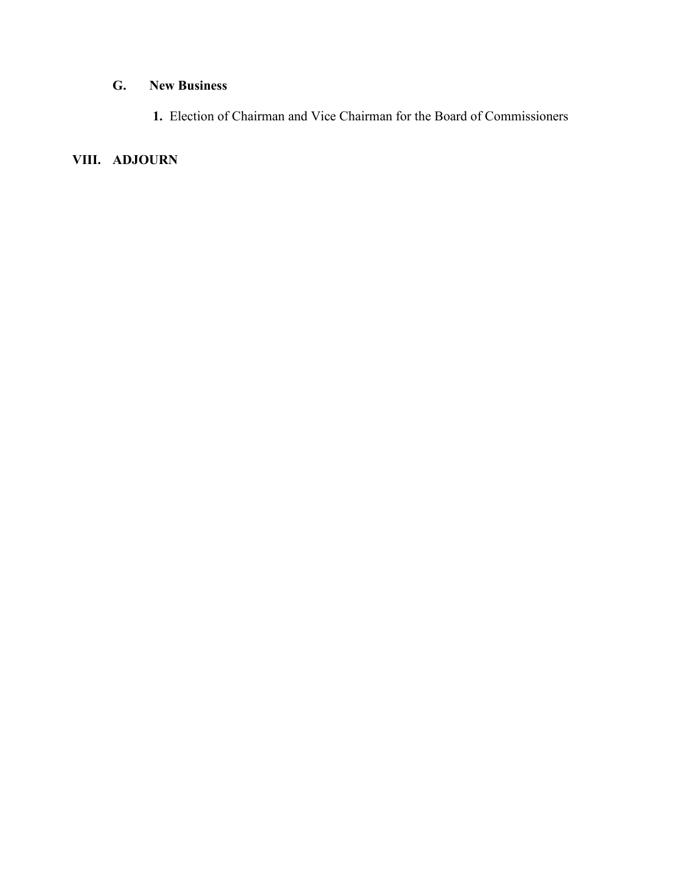### G. New Business

1. Election of Chairman and Vice Chairman for the Board of Commissioners

## VIII. ADJOURN